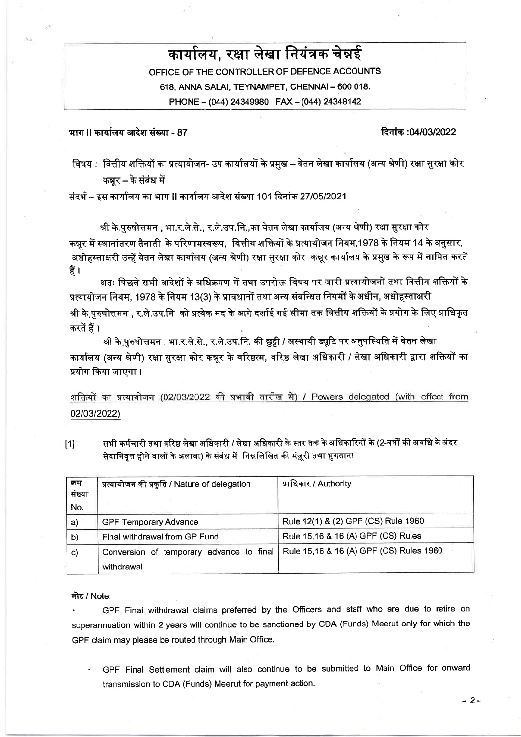# कार्यालय, रक्षा लेखा नियंत्रक चेन्नई

OFFICE OF THE CONTROLLER OF DEFENCE ACCOUNTS
618, ANNA SALAI, TEYNAMPET, CHENNAI – 600 018.
PHONE – (044) 24349980 FAX – (044) 24348142

भाग II कार्यालय आदेश संख्या - 87 दिनांक :04/03/2022

विषय : वित्तीय शक्तियों का प्रत्यायोजन- उप कार्यालयों के प्रमुख – वेतन लेखा कार्यालय (अन्य श्रेणी) रक्षा सुरक्षा कोर कन्नूर – के संबंध में

संदर्भ – इस कार्यालय का भाग II कार्यालय आदेश संख्या 101 दिनांक 27/05/2021

श्री के.पुरुषोत्तमन , भा.र.ले.से., र.ले.उप.नि.,का वेतन लेखा कार्यालय (अन्य श्रेणी) रक्षा सुरक्षा कोर कन्नूर में स्थानांतरण तैनाती के परिणामस्वरूप, वित्तीय शक्तियों के प्रत्यायोजन नियम,1978 के नियम 14 के अनुसार, अधोहस्ताक्षरी उन्हें वेतन लेखा कार्यालय (अन्य श्रेणी) रक्षा सुरक्षा कोर कन्नूर कार्यालय के प्रमुख के रूप में नामित करतें हैं ।

अतः पिछले सभी आदेशों के अधिक्रमण में तथा उपरोक्त विषय पर जारी प्रत्यायोजनों तथा वित्तीय शक्तियों के प्रत्यायोजन नियम, 1978 के नियम 13(3) के प्रावधानों तथा अन्य संबन्धित नियमों के अधीन, अधोहस्ताक्षरी श्री के.पुरुषोत्तमन , र.ले.उप.नि को प्रत्येक मद के आगे दर्शाई गई सीमा तक वित्तीय शक्तियों के प्रयोग के लिए प्राधिकृत करतें हैं ।

श्री के.पुरुषोत्तमन , भा.र.ले.से., र.ले.उप.नि. की छुट्टी / अस्थायी ड्यूटि पर अनुपस्थिति में वेतन लेखा कार्यालय (अन्य श्रेणी) रक्षा सुरक्षा कोर कन्नूर के वरिष्ठतम, वरिष्ठ लेखा अधिकारी / लेखा अधिकारी द्वारा शक्तियों का प्रयोग किया जाएगा ।

<u>शक्तियों का प्रत्यायोजन (02/03/2022 की प्रभावी तारीख से) / Powers delegated (with effect from 02/03/2022)</u>

[1] सभी कर्मचारी तथा वरिष्ठ लेखा अधिकारी / लेखा अधिकारी के स्तर तक के अधिकारियों के (2-वर्षों की अवधि के अंदर सेवानिवृत्त होने वालों के अलावा) के संबंध में निम्नलिखित की मंज़ूरी तथा भुगतान।

| क्रम संख्या No. | प्रत्यायोजन की प्रकृति / Nature of delegation | प्राधिकार / Authority |
|---|---|---|
| a) | GPF Temporary Advance | Rule 12(1) & (2) GPF (CS) Rule 1960 |
| b) | Final withdrawal from GP Fund | Rule 15,16 & 16 (A) GPF (CS) Rules |
| c) | Conversion of temporary advance to final withdrawal | Rule 15,16 & 16 (A) GPF (CS) Rules 1960 |

नोट / Note:

- GPF Final withdrawal claims preferred by the Officers and staff who are due to retire on superannuation within 2 years will continue to be sanctioned by CDA (Funds) Meerut only for which the GPF claim may please be routed through Main Office.
- GPF Final Settlement claim will also continue to be submitted to Main Office for onward transmission to CDA (Funds) Meerut for payment action.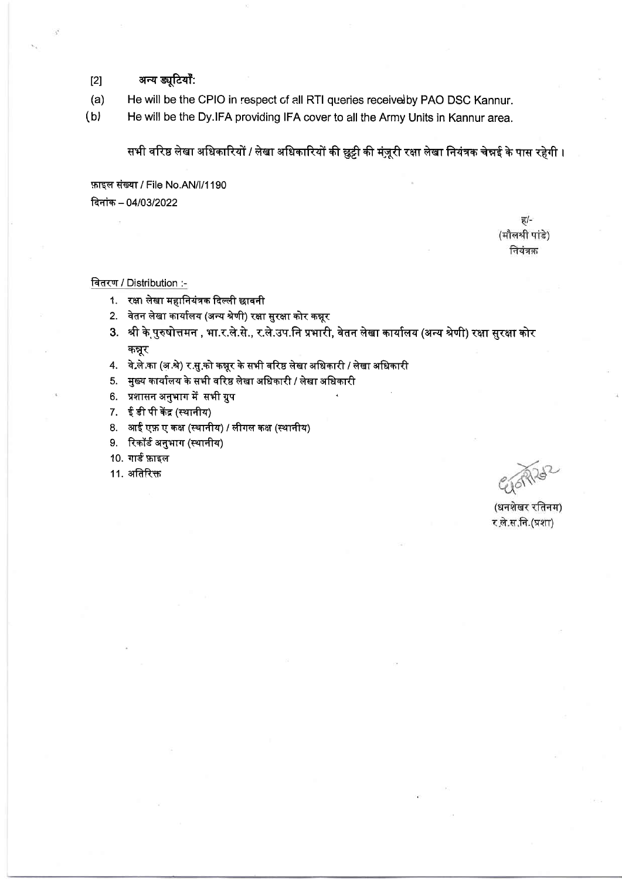[2] अन्य ड्यूटियाँ:

(a) He will be the CPIO in respect of all RTI queries receivedby PAO DSC Kannur.

(b) He will be the Dy.IFA providing IFA cover to all the Army Units in Kannur area.

सभी वरिष्ठ लेखा अधिकारियों / लेखा अधिकारियों की छुट्टी की मंज़ूरी रक्षा लेखा नियंत्रक चेन्नई के पास रहेगी ।

फ़ाइल संख्या / File No.AN/I/1190

दिनांक – 04/03/2022

ह/-

(मौलश्री पांडे)

नियंत्रक

वितरण / Distribution :-

1. रक्षा लेखा महानियंत्रक दिल्ली छावनी
2. वेतन लेखा कार्यालय (अन्य श्रेणी) रक्षा सुरक्षा कोर कन्नूर
3. श्री के.पुरुषोत्तमन , भा.र.ले.से., र.ले.उप.नि प्रभारी, वेतन लेखा कार्यालय (अन्य श्रेणी) रक्षा सुरक्षा कोर कन्नूर
4. वे.ले.का (अ.श्रे) र.सु.को कन्नूर के सभी वरिष्ठ लेखा अधिकारी / लेखा अधिकारी
5. मुख्य कार्यालय के सभी वरिष्ठ लेखा अधिकारी / लेखा अधिकारी
6. प्रशासन अनुभाग में सभी ग्रुप
7. ई डी पी केंद्र (स्थानीय)
8. आई एफ़ ए कक्ष (स्थानीय) / लीगल कक्ष (स्थानीय)
9. रिकॉर्ड अनुभाग (स्थानीय)
10. गार्ड फ़ाइल
11. अतिरिक्त

(धनशेखर रतिनम)

र.ले.स.नि.(प्रशा)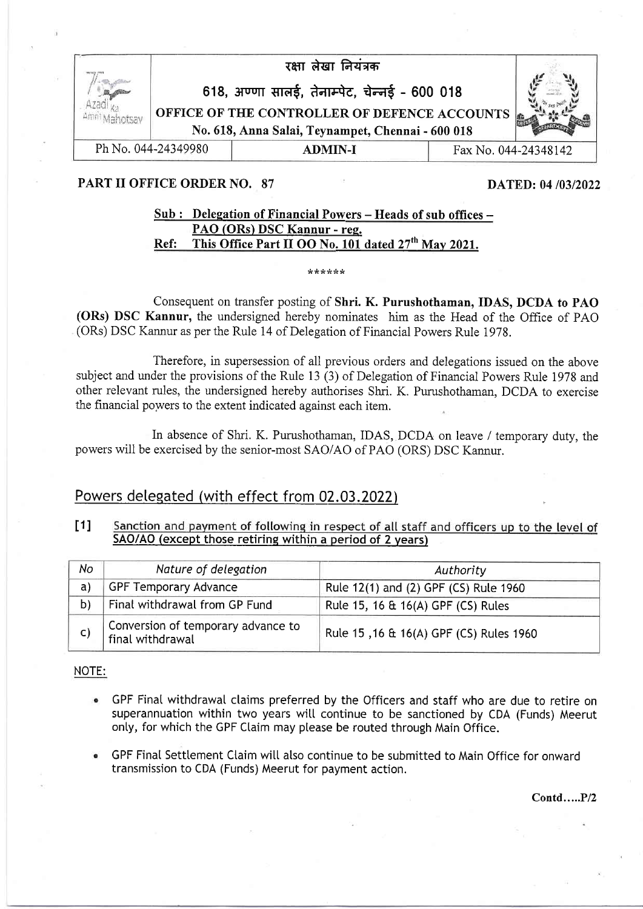रक्षा लेखा नियंत्रक

618, अण्णा सालई, तेनाम्पेट, चेन्नई - 600 018

**OFFICE OF THE CONTROLLER OF DEFENCE ACCOUNTS**

**No. 618, Anna Salai, Teynampet, Chennai - 600 018**

| Ph No. 044-24349980 | ADMIN-I | Fax No. 044-24348142 |
|---|---|---|

**PART II OFFICE ORDER NO. 87** **DATED: 04 /03/2022**

**Sub : Delegation of Financial Powers – Heads of sub offices – PAO (ORs) DSC Kannur - reg.**

**Ref: This Office Part II OO No. 101 dated 27th May 2021.**

\*\*\*\*\*\*

Consequent on transfer posting of **Shri. K. Purushothaman, IDAS, DCDA to PAO (ORs) DSC Kannur,** the undersigned hereby nominates him as the Head of the Office of PAO (ORs) DSC Kannur as per the Rule 14 of Delegation of Financial Powers Rule 1978.

Therefore, in supersession of all previous orders and delegations issued on the above subject and under the provisions of the Rule 13 (3) of Delegation of Financial Powers Rule 1978 and other relevant rules, the undersigned hereby authorises Shri. K. Purushothaman, DCDA to exercise the financial powers to the extent indicated against each item.

In absence of Shri. K. Purushothaman, IDAS, DCDA on leave / temporary duty, the powers will be exercised by the senior-most SAO/AO of PAO (ORS) DSC Kannur.

## Powers delegated (with effect from 02.03.2022)

**[1] Sanction and payment of following in respect of all staff and officers up to the level of SAO/AO (except those retiring within a period of 2 years)**

| No | Nature of delegation | Authority |
|---|---|---|
| a) | GPF Temporary Advance | Rule 12(1) and (2) GPF (CS) Rule 1960 |
| b) | Final withdrawal from GP Fund | Rule 15, 16 & 16(A) GPF (CS) Rules |
| c) | Conversion of temporary advance to final withdrawal | Rule 15 ,16 & 16(A) GPF (CS) Rules 1960 |

NOTE:

- GPF Final withdrawal claims preferred by the Officers and staff who are due to retire on superannuation within two years will continue to be sanctioned by CDA (Funds) Meerut only, for which the GPF Claim may please be routed through Main Office.
- GPF Final Settlement Claim will also continue to be submitted to Main Office for onward transmission to CDA (Funds) Meerut for payment action.

Contd.....P/2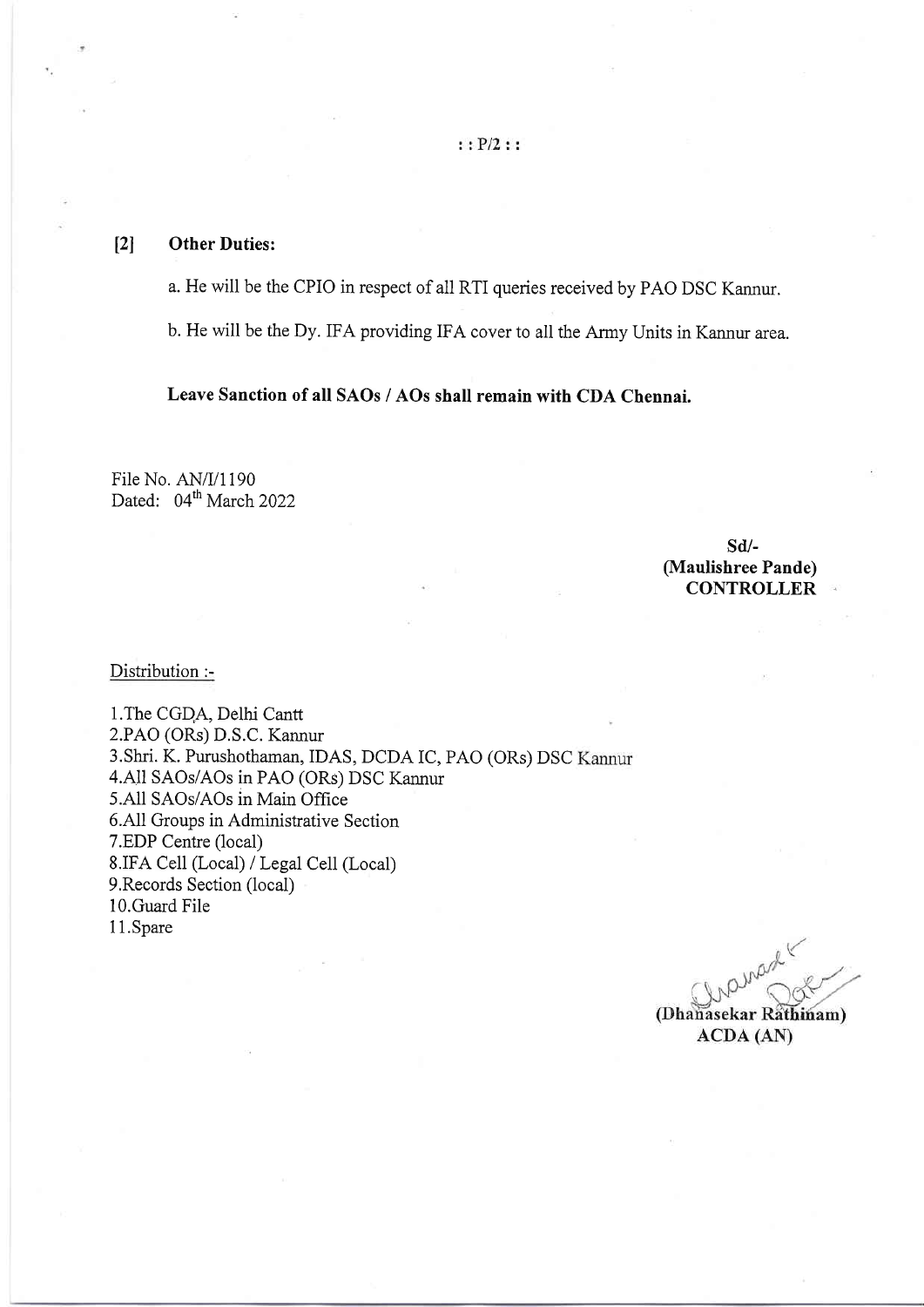**[2] Other Duties:**

a. He will be the CPIO in respect of all RTI queries received by PAO DSC Kannur.

b. He will be the Dy. IFA providing IFA cover to all the Army Units in Kannur area.

**Leave Sanction of all SAOs / AOs shall remain with CDA Chennai.**

File No. AN/I/1190
Dated: 04th March 2022

**Sd/-**
**(Maulishree Pande)**
**CONTROLLER**

Distribution :-

1. The CGDA, Delhi Cantt
2. PAO (ORs) D.S.C. Kannur
3. Shri. K. Purushothaman, IDAS, DCDA IC, PAO (ORs) DSC Kannur
4. All SAOs/AOs in PAO (ORs) DSC Kannur
5. All SAOs/AOs in Main Office
6. All Groups in Administrative Section
7. EDP Centre (local)
8. IFA Cell (Local) / Legal Cell (Local)
9. Records Section (local)
10. Guard File
11. Spare

**(Dhanasekar Rathinam)**
**ACDA (AN)**